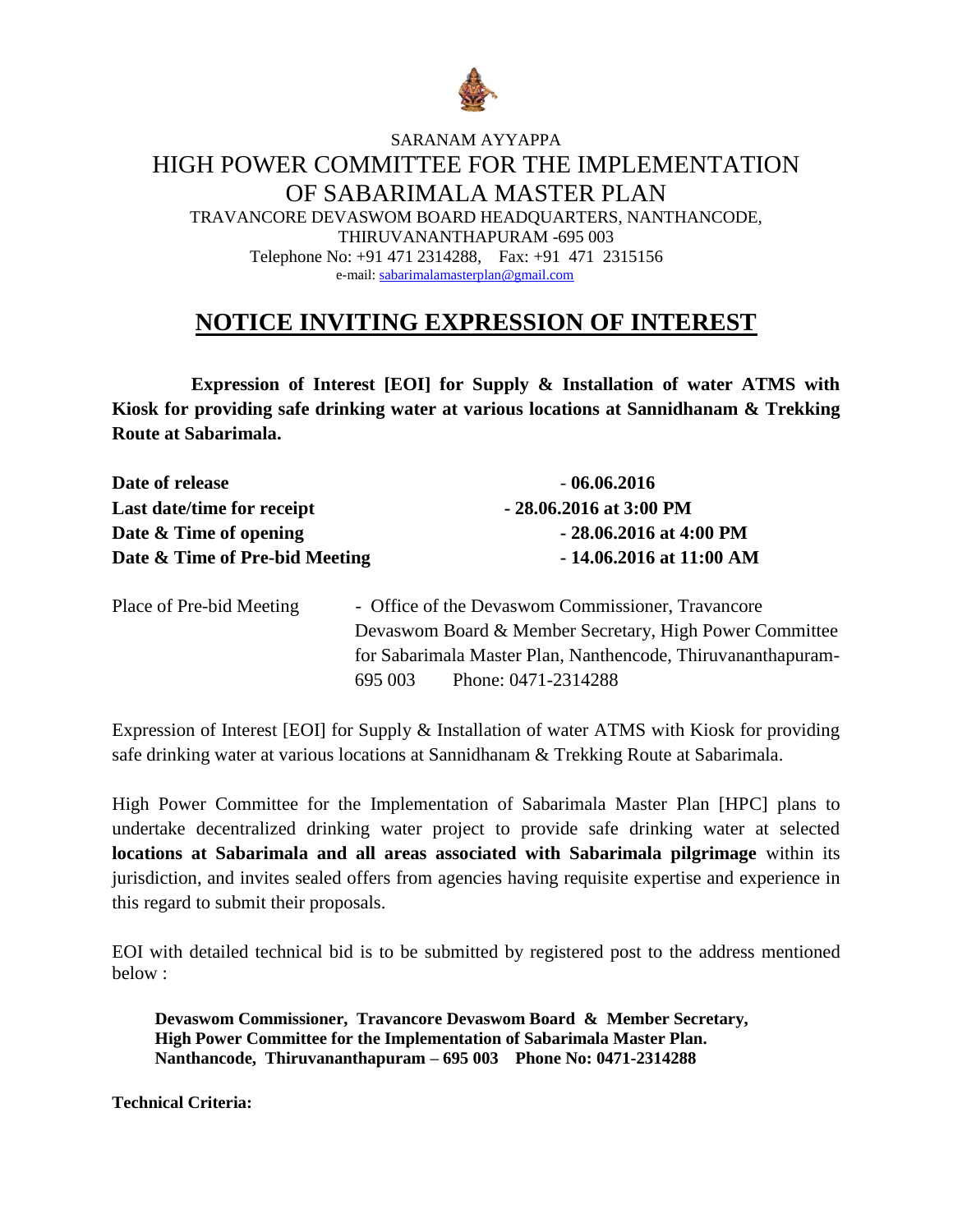SARANAM AYYAPPA

# HIGH POWER COMMITTEE FOR THE IMPLEMENTATION OF SABARIMALA MASTER PLAN

TRAVANCORE DEVASWOM BOARD HEADQUARTERS, NANTHANCODE,
THIRUVANANTHAPURAM -695 003
Telephone No: +91 471 2314288, Fax: +91 471 2315156
e-mail: sabarimalamasterplan@gmail.com

## NOTICE INVITING EXPRESSION OF INTEREST

**Expression of Interest [EOI] for Supply & Installation of water ATMS with Kiosk for providing safe drinking water at various locations at Sannidhanam & Trekking Route at Sabarimala.**

| | |
|---|---|
| **Date of release** | **- 06.06.2016** |
| **Last date/time for receipt** | **- 28.06.2016 at 3:00 PM** |
| **Date & Time of opening** | **- 28.06.2016 at 4:00 PM** |
| **Date & Time of Pre-bid Meeting** | **- 14.06.2016 at 11:00 AM** |

Place of Pre-bid Meeting - Office of the Devaswom Commissioner, Travancore Devaswom Board & Member Secretary, High Power Committee for Sabarimala Master Plan, Nanthencode, Thiruvananthapuram-695 003 Phone: 0471-2314288

Expression of Interest [EOI] for Supply & Installation of water ATMS with Kiosk for providing safe drinking water at various locations at Sannidhanam & Trekking Route at Sabarimala.

High Power Committee for the Implementation of Sabarimala Master Plan [HPC] plans to undertake decentralized drinking water project to provide safe drinking water at selected **locations at Sabarimala and all areas associated with Sabarimala pilgrimage** within its jurisdiction, and invites sealed offers from agencies having requisite expertise and experience in this regard to submit their proposals.

EOI with detailed technical bid is to be submitted by registered post to the address mentioned below :

**Devaswom Commissioner, Travancore Devaswom Board & Member Secretary,
High Power Committee for the Implementation of Sabarimala Master Plan.
Nanthancode, Thiruvananthapuram – 695 003 Phone No: 0471-2314288**

**Technical Criteria:**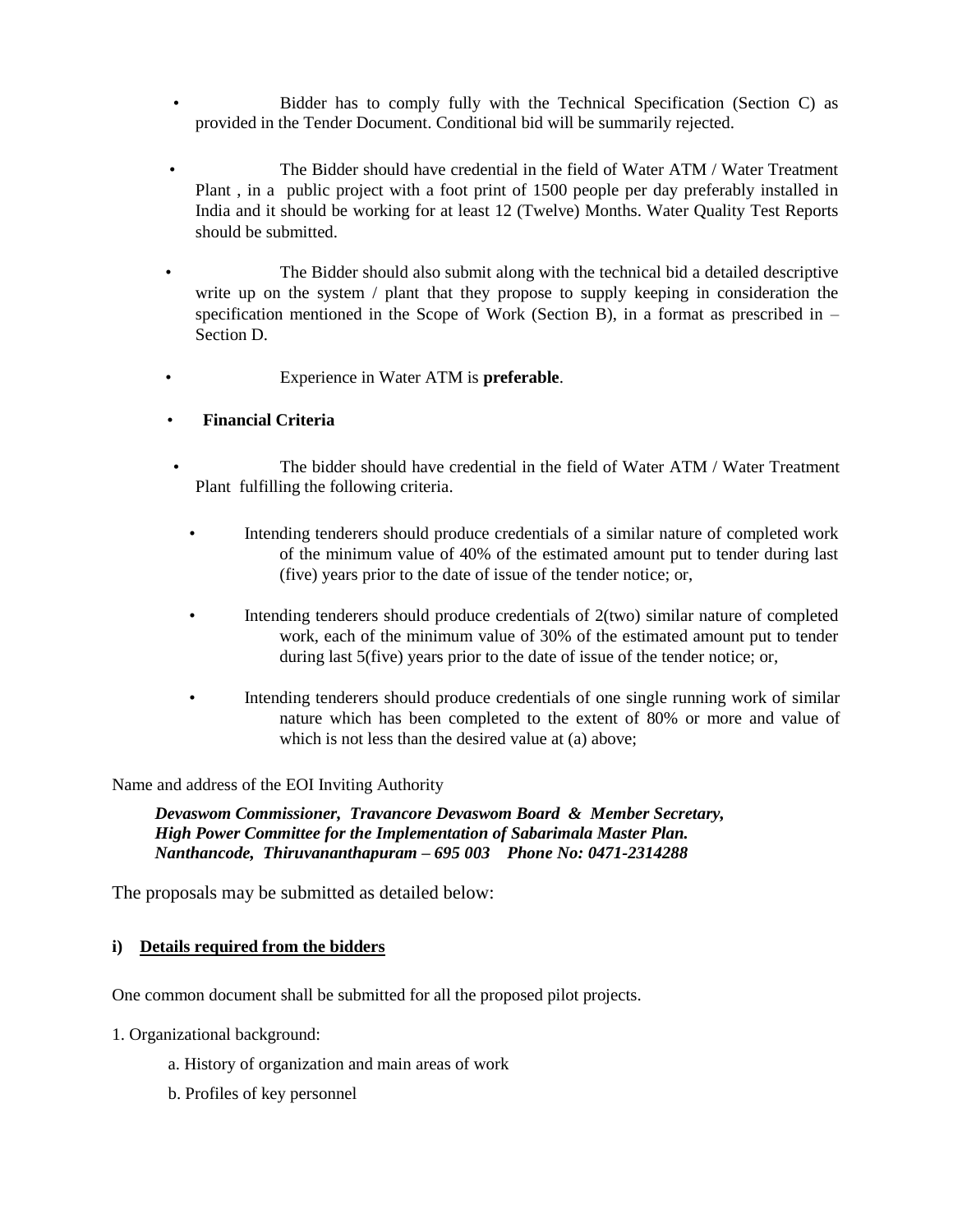- Bidder has to comply fully with the Technical Specification (Section C) as provided in the Tender Document. Conditional bid will be summarily rejected.

- The Bidder should have credential in the field of Water ATM / Water Treatment Plant , in a public project with a foot print of 1500 people per day preferably installed in India and it should be working for at least 12 (Twelve) Months. Water Quality Test Reports should be submitted.

- The Bidder should also submit along with the technical bid a detailed descriptive write up on the system / plant that they propose to supply keeping in consideration the specification mentioned in the Scope of Work (Section B), in a format as prescribed in – Section D.

- Experience in Water ATM is **preferable**.

- **Financial Criteria**

- The bidder should have credential in the field of Water ATM / Water Treatment Plant fulfilling the following criteria.

  - Intending tenderers should produce credentials of a similar nature of completed work of the minimum value of 40% of the estimated amount put to tender during last (five) years prior to the date of issue of the tender notice; or,

  - Intending tenderers should produce credentials of 2(two) similar nature of completed work, each of the minimum value of 30% of the estimated amount put to tender during last 5(five) years prior to the date of issue of the tender notice; or,

  - Intending tenderers should produce credentials of one single running work of similar nature which has been completed to the extent of 80% or more and value of which is not less than the desired value at (a) above;

Name and address of the EOI Inviting Authority

***Devaswom Commissioner, Travancore Devaswom Board & Member Secretary,***
***High Power Committee for the Implementation of Sabarimala Master Plan.***
***Nanthancode, Thiruvananthapuram – 695 003 Phone No: 0471-2314288***

The proposals may be submitted as detailed below:

**i) Details required from the bidders**

One common document shall be submitted for all the proposed pilot projects.

1. Organizational background:

   a. History of organization and main areas of work

   b. Profiles of key personnel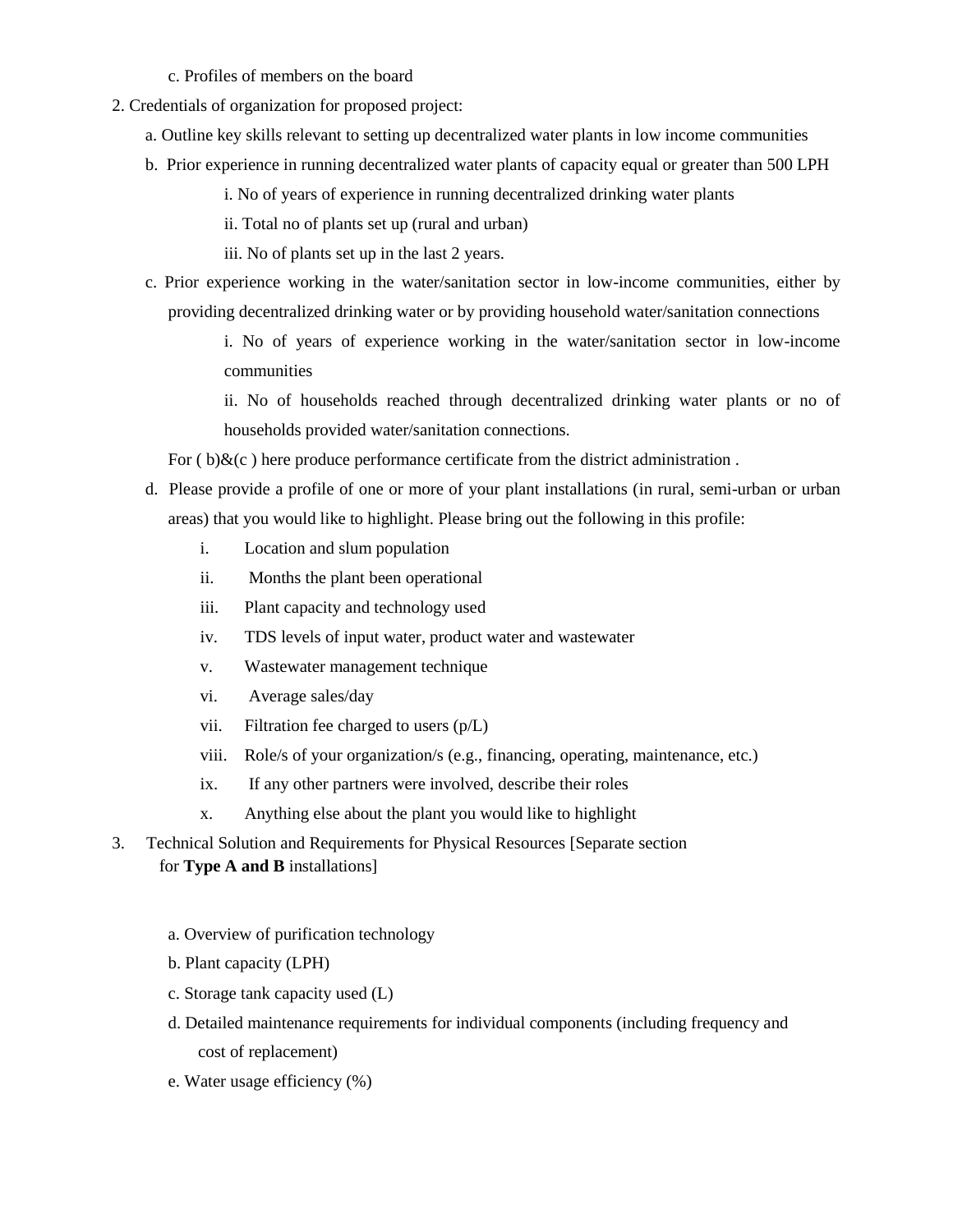c. Profiles of members on the board

2. Credentials of organization for proposed project:

   a. Outline key skills relevant to setting up decentralized water plants in low income communities

   b. Prior experience in running decentralized water plants of capacity equal or greater than 500 LPH

      i. No of years of experience in running decentralized drinking water plants

      ii. Total no of plants set up (rural and urban)

      iii. No of plants set up in the last 2 years.

   c. Prior experience working in the water/sanitation sector in low-income communities, either by providing decentralized drinking water or by providing household water/sanitation connections

      i. No of years of experience working in the water/sanitation sector in low-income communities

      ii. No of households reached through decentralized drinking water plants or no of households provided water/sanitation connections.

   For ( b)&(c ) here produce performance certificate from the district administration .

   d. Please provide a profile of one or more of your plant installations (in rural, semi-urban or urban areas) that you would like to highlight. Please bring out the following in this profile:

      i. Location and slum population
      ii. Months the plant been operational
      iii. Plant capacity and technology used
      iv. TDS levels of input water, product water and wastewater
      v. Wastewater management technique
      vi. Average sales/day
      vii. Filtration fee charged to users (p/L)
      viii. Role/s of your organization/s (e.g., financing, operating, maintenance, etc.)
      ix. If any other partners were involved, describe their roles
      x. Anything else about the plant you would like to highlight

3. Technical Solution and Requirements for Physical Resources [Separate section for **Type A and B** installations]

   a. Overview of purification technology

   b. Plant capacity (LPH)

   c. Storage tank capacity used (L)

   d. Detailed maintenance requirements for individual components (including frequency and cost of replacement)

   e. Water usage efficiency (%)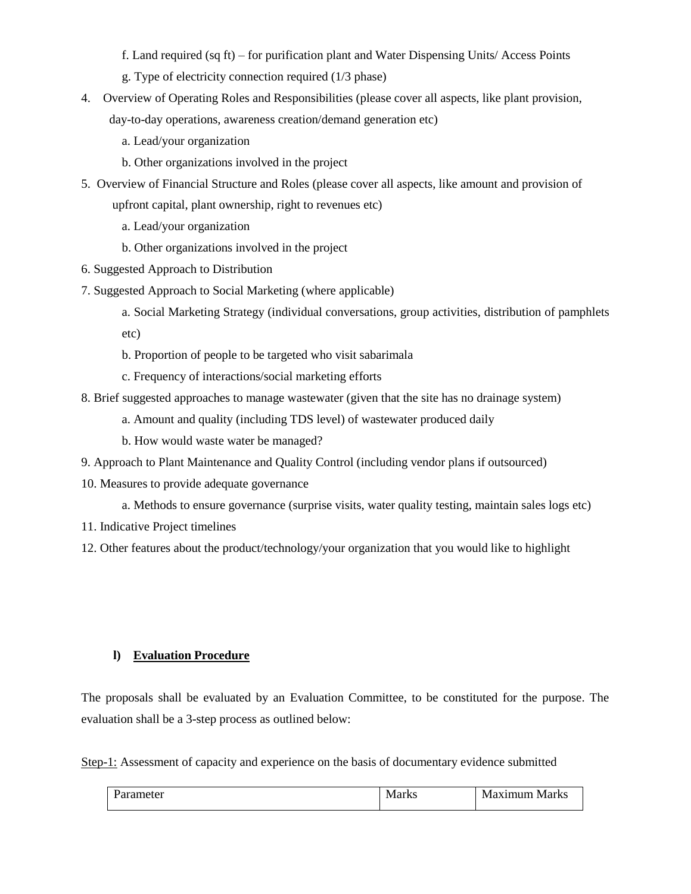f. Land required (sq ft) – for purification plant and Water Dispensing Units/ Access Points

    g. Type of electricity connection required (1/3 phase)

4. Overview of Operating Roles and Responsibilities (please cover all aspects, like plant provision, day-to-day operations, awareness creation/demand generation etc)
    a. Lead/your organization
    b. Other organizations involved in the project
5. Overview of Financial Structure and Roles (please cover all aspects, like amount and provision of upfront capital, plant ownership, right to revenues etc)
    a. Lead/your organization
    b. Other organizations involved in the project
6. Suggested Approach to Distribution
7. Suggested Approach to Social Marketing (where applicable)
    a. Social Marketing Strategy (individual conversations, group activities, distribution of pamphlets etc)
    b. Proportion of people to be targeted who visit sabarimala
    c. Frequency of interactions/social marketing efforts
8. Brief suggested approaches to manage wastewater (given that the site has no drainage system)
    a. Amount and quality (including TDS level) of wastewater produced daily
    b. How would waste water be managed?
9. Approach to Plant Maintenance and Quality Control (including vendor plans if outsourced)
10. Measures to provide adequate governance
    a. Methods to ensure governance (surprise visits, water quality testing, maintain sales logs etc)
11. Indicative Project timelines
12. Other features about the product/technology/your organization that you would like to highlight

### l) Evaluation Procedure

The proposals shall be evaluated by an Evaluation Committee, to be constituted for the purpose. The evaluation shall be a 3-step process as outlined below:

Step-1: Assessment of capacity and experience on the basis of documentary evidence submitted

| Parameter | Marks | Maximum Marks |
|---|---|---|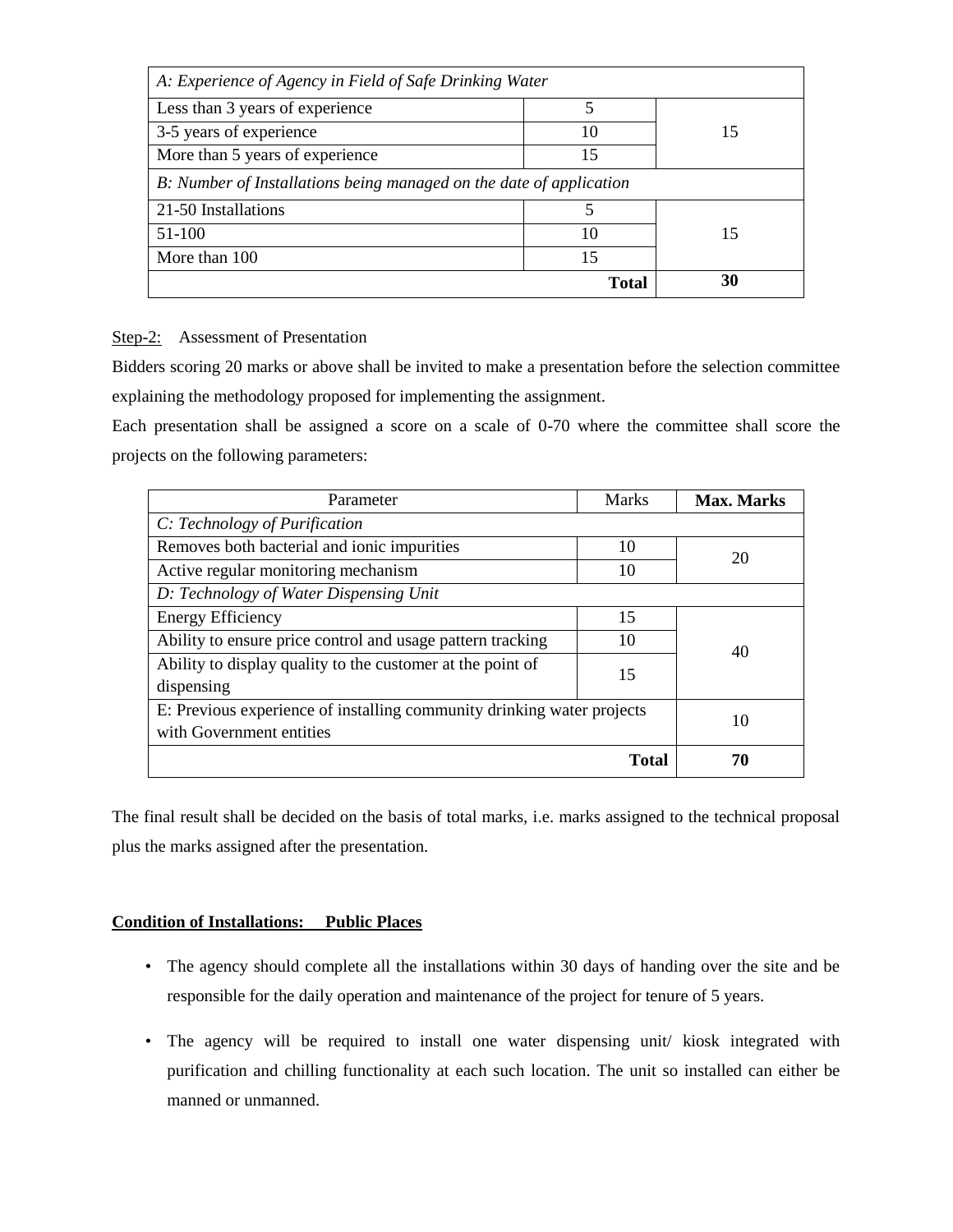| A: Experience of Agency in Field of Safe Drinking Water | | |
|---|---|---|
| Less than 3 years of experience | 5 | 15 |
| 3-5 years of experience | 10 | |
| More than 5 years of experience | 15 | |
| *B: Number of Installations being managed on the date of application* | | |
| 21-50 Installations | 5 | 15 |
| 51-100 | 10 | |
| More than 100 | 15 | |
| | **Total** | **30** |

Step-2: Assessment of Presentation

Bidders scoring 20 marks or above shall be invited to make a presentation before the selection committee explaining the methodology proposed for implementing the assignment.

Each presentation shall be assigned a score on a scale of 0-70 where the committee shall score the projects on the following parameters:

| Parameter | Marks | **Max. Marks** |
|---|---|---|
| *C: Technology of Purification* | | |
| Removes both bacterial and ionic impurities | 10 | 20 |
| Active regular monitoring mechanism | 10 | |
| *D: Technology of Water Dispensing Unit* | | |
| Energy Efficiency | 15 | 40 |
| Ability to ensure price control and usage pattern tracking | 10 | |
| Ability to display quality to the customer at the point of dispensing | 15 | |
| E: Previous experience of installing community drinking water projects with Government entities | | 10 |
| | **Total** | **70** |

The final result shall be decided on the basis of total marks, i.e. marks assigned to the technical proposal plus the marks assigned after the presentation.

**Condition of Installations: Public Places**

- The agency should complete all the installations within 30 days of handing over the site and be responsible for the daily operation and maintenance of the project for tenure of 5 years.
- The agency will be required to install one water dispensing unit/ kiosk integrated with purification and chilling functionality at each such location. The unit so installed can either be manned or unmanned.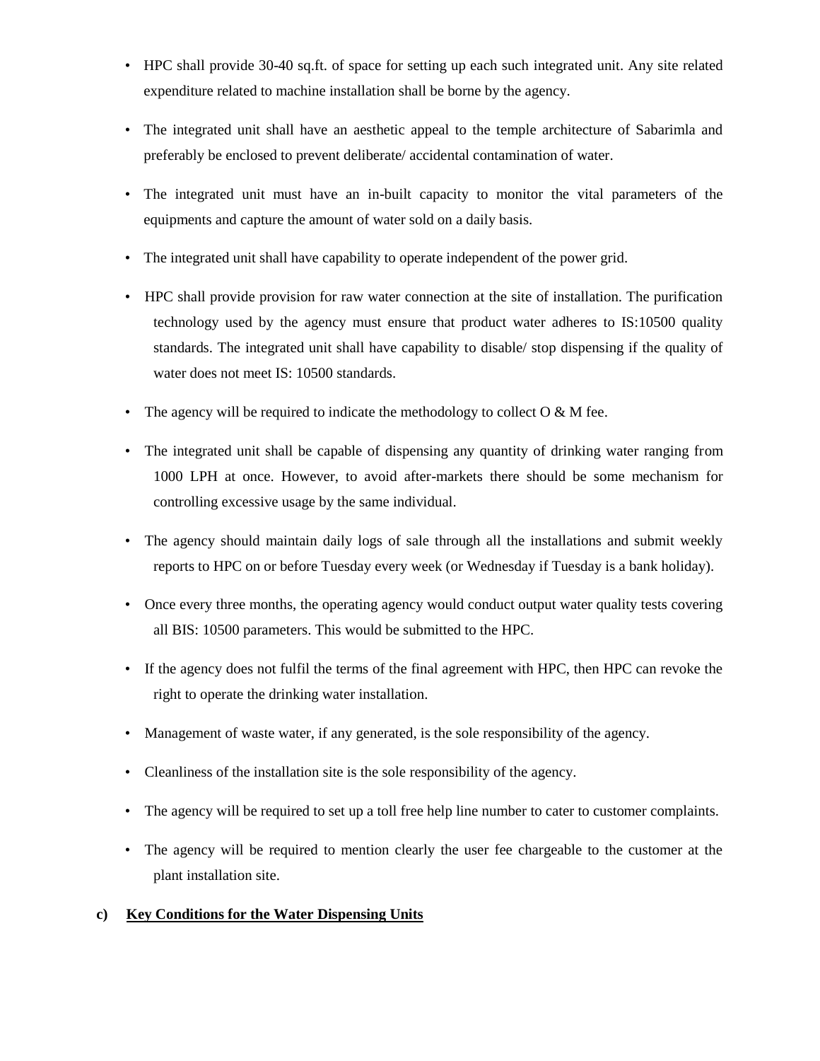- HPC shall provide 30-40 sq.ft. of space for setting up each such integrated unit. Any site related expenditure related to machine installation shall be borne by the agency.
- The integrated unit shall have an aesthetic appeal to the temple architecture of Sabarimla and preferably be enclosed to prevent deliberate/ accidental contamination of water.
- The integrated unit must have an in-built capacity to monitor the vital parameters of the equipments and capture the amount of water sold on a daily basis.
- The integrated unit shall have capability to operate independent of the power grid.
- HPC shall provide provision for raw water connection at the site of installation. The purification technology used by the agency must ensure that product water adheres to IS:10500 quality standards. The integrated unit shall have capability to disable/ stop dispensing if the quality of water does not meet IS: 10500 standards.
- The agency will be required to indicate the methodology to collect O & M fee.
- The integrated unit shall be capable of dispensing any quantity of drinking water ranging from 1000 LPH at once. However, to avoid after-markets there should be some mechanism for controlling excessive usage by the same individual.
- The agency should maintain daily logs of sale through all the installations and submit weekly reports to HPC on or before Tuesday every week (or Wednesday if Tuesday is a bank holiday).
- Once every three months, the operating agency would conduct output water quality tests covering all BIS: 10500 parameters. This would be submitted to the HPC.
- If the agency does not fulfil the terms of the final agreement with HPC, then HPC can revoke the right to operate the drinking water installation.
- Management of waste water, if any generated, is the sole responsibility of the agency.
- Cleanliness of the installation site is the sole responsibility of the agency.
- The agency will be required to set up a toll free help line number to cater to customer complaints.
- The agency will be required to mention clearly the user fee chargeable to the customer at the plant installation site.

**c) Key Conditions for the Water Dispensing Units**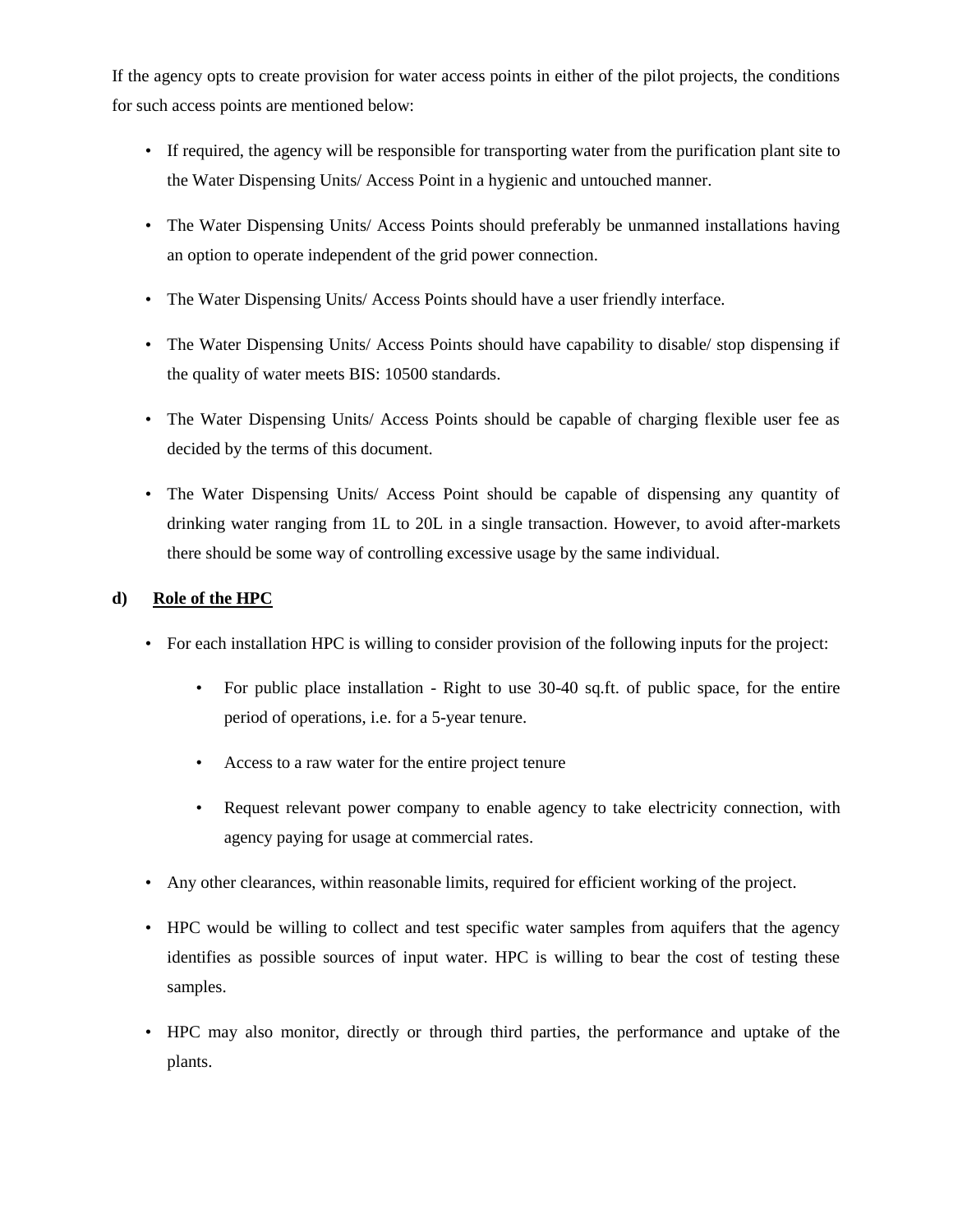If the agency opts to create provision for water access points in either of the pilot projects, the conditions for such access points are mentioned below:

- If required, the agency will be responsible for transporting water from the purification plant site to the Water Dispensing Units/ Access Point in a hygienic and untouched manner.
- The Water Dispensing Units/ Access Points should preferably be unmanned installations having an option to operate independent of the grid power connection.
- The Water Dispensing Units/ Access Points should have a user friendly interface.
- The Water Dispensing Units/ Access Points should have capability to disable/ stop dispensing if the quality of water meets BIS: 10500 standards.
- The Water Dispensing Units/ Access Points should be capable of charging flexible user fee as decided by the terms of this document.
- The Water Dispensing Units/ Access Point should be capable of dispensing any quantity of drinking water ranging from 1L to 20L in a single transaction. However, to avoid after-markets there should be some way of controlling excessive usage by the same individual.

**d) <u>Role of the HPC</u>**

- For each installation HPC is willing to consider provision of the following inputs for the project:
  - For public place installation - Right to use 30-40 sq.ft. of public space, for the entire period of operations, i.e. for a 5-year tenure.
  - Access to a raw water for the entire project tenure
  - Request relevant power company to enable agency to take electricity connection, with agency paying for usage at commercial rates.
- Any other clearances, within reasonable limits, required for efficient working of the project.
- HPC would be willing to collect and test specific water samples from aquifers that the agency identifies as possible sources of input water. HPC is willing to bear the cost of testing these samples.
- HPC may also monitor, directly or through third parties, the performance and uptake of the plants.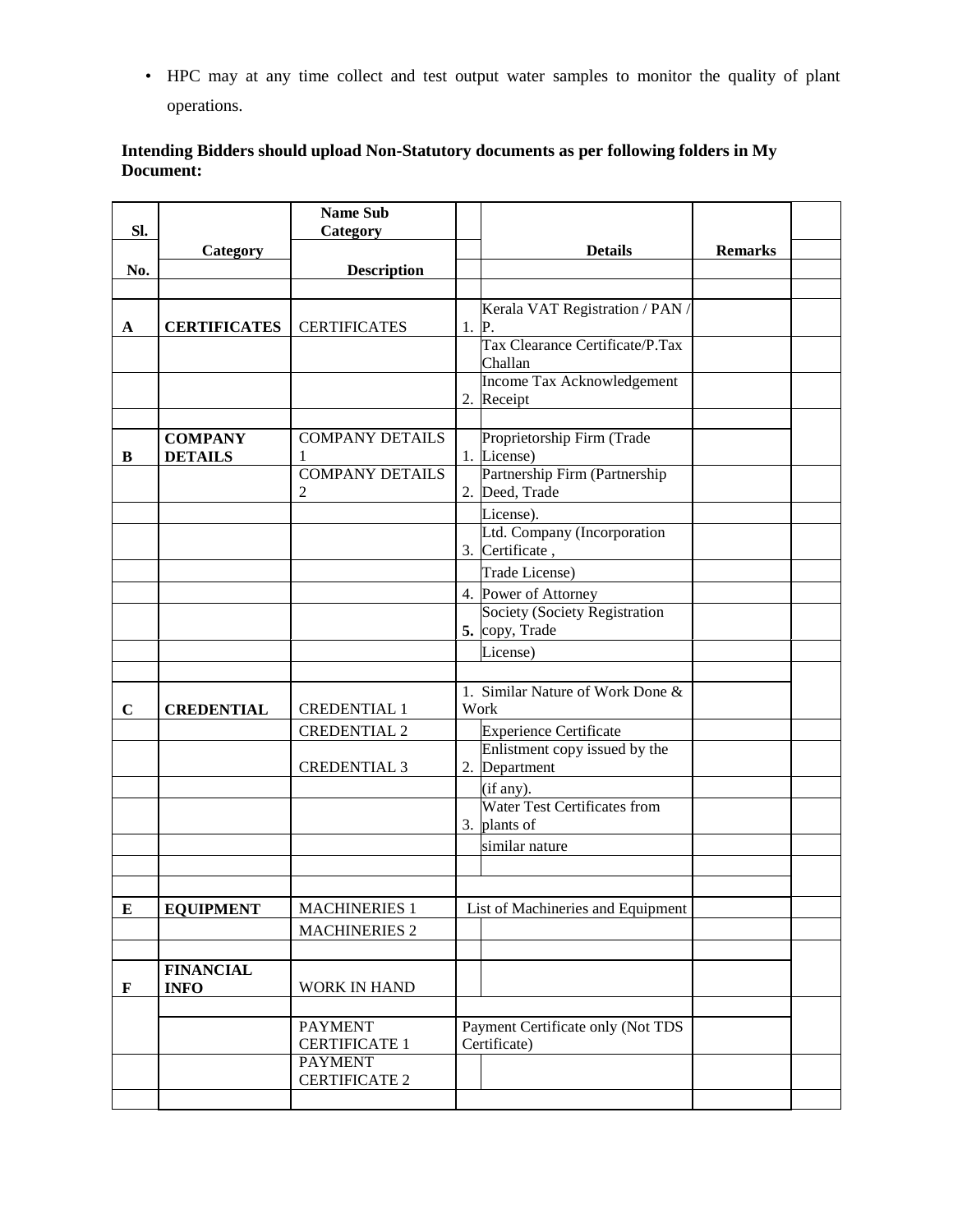- HPC may at any time collect and test output water samples to monitor the quality of plant operations.

**Intending Bidders should upload Non-Statutory documents as per following folders in My Document:**

| Sl. No. | Category | Name Sub Category Description | | Details | Remarks | |
|---|---|---|---|---|---|---|
| | | | | | | |
| A | CERTIFICATES | CERTIFICATES | 1. | Kerala VAT Registration / PAN / P. | | |
| | | | | Tax Clearance Certificate/P.Tax Challan | | |
| | | | 2. | Income Tax Acknowledgement Receipt | | |
| | | | | | | |
| B | COMPANY DETAILS | COMPANY DETAILS 1 | 1. | Proprietorship Firm (Trade License) | | |
| | | COMPANY DETAILS 2 | 2. | Partnership Firm (Partnership Deed, Trade | | |
| | | | | License). | | |
| | | | 3. | Ltd. Company (Incorporation Certificate , | | |
| | | | | Trade License) | | |
| | | | 4. | Power of Attorney | | |
| | | | **5.** | Society (Society Registration copy, Trade | | |
| | | | | License) | | |
| | | | | | | |
| C | CREDENTIAL | CREDENTIAL 1 | 1. | Similar Nature of Work Done & Work | | |
| | | CREDENTIAL 2 | | Experience Certificate | | |
| | | CREDENTIAL 3 | 2. | Enlistment copy issued by the Department | | |
| | | | | (if any). | | |
| | | | 3. | Water Test Certificates from plants of | | |
| | | | | similar nature | | |
| | | | | | | |
| | | | | | | |
| E | EQUIPMENT | MACHINERIES 1 | | List of Machineries and Equipment | | |
| | | MACHINERIES 2 | | | | |
| | | | | | | |
| F | FINANCIAL INFO | WORK IN HAND | | | | |
| | | | | | | |
| | | PAYMENT CERTIFICATE 1 | | Payment Certificate only (Not TDS Certificate) | | |
| | | PAYMENT CERTIFICATE 2 | | | | |
| | | | | | | |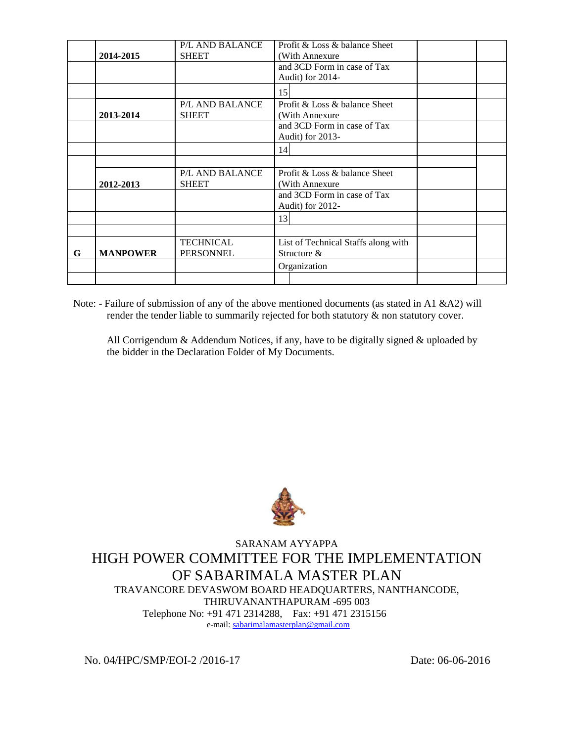|  |  |  |  |  |  |
|---|---|---|---|---|---|
|  | 2014-2015 | P/L AND BALANCE SHEET | Profit & Loss & balance Sheet (With Annexure and 3CD Form in case of Tax Audit) for 2014-15 |  |  |
|  | 2013-2014 | P/L AND BALANCE SHEET | Profit & Loss & balance Sheet (With Annexure and 3CD Form in case of Tax Audit) for 2013-14 |  |  |
|  | 2012-2013 | P/L AND BALANCE SHEET | Profit & Loss & balance Sheet (With Annexure and 3CD Form in case of Tax Audit) for 2012-13 |  |  |
| G | MANPOWER | TECHNICAL PERSONNEL | List of Technical Staffs along with Structure & Organization |  |  |

Note: - Failure of submission of any of the above mentioned documents (as stated in A1 &A2) will render the tender liable to summarily rejected for both statutory & non statutory cover.

All Corrigendum & Addendum Notices, if any, have to be digitally signed & uploaded by the bidder in the Declaration Folder of My Documents.

SARANAM AYYAPPA

# HIGH POWER COMMITTEE FOR THE IMPLEMENTATION OF SABARIMALA MASTER PLAN

TRAVANCORE DEVASWOM BOARD HEADQUARTERS, NANTHANCODE, THIRUVANANTHAPURAM -695 003

Telephone No: +91 471 2314288, Fax: +91 471 2315156

e-mail: sabarimalamasterplan@gmail.com

No. 04/HPC/SMP/EOI-2 /2016-17 Date: 06-06-2016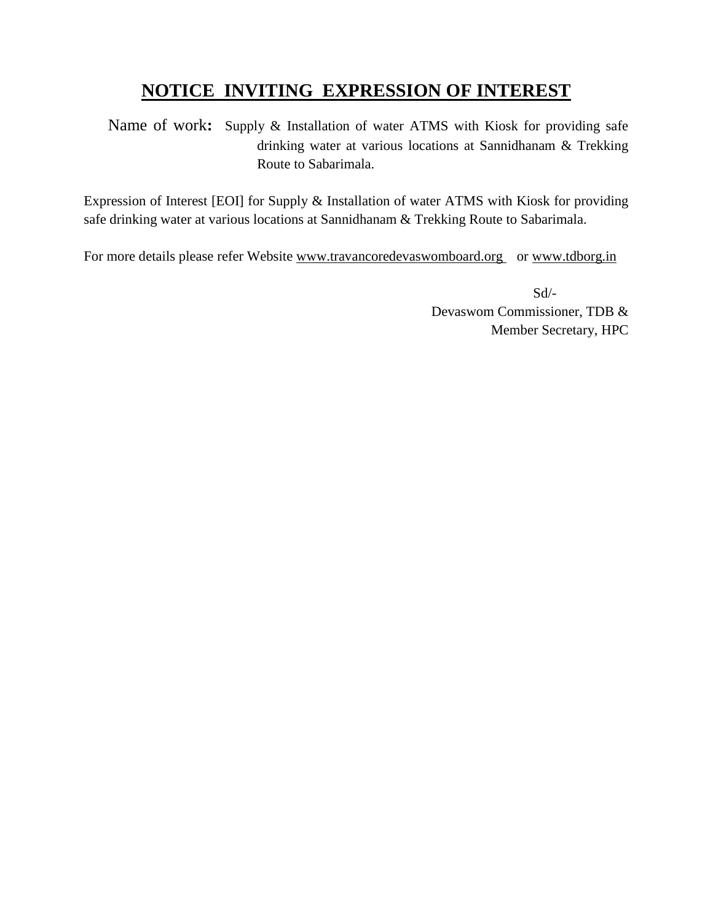# NOTICE INVITING EXPRESSION OF INTEREST

**Name of work:** Supply & Installation of water ATMS with Kiosk for providing safe drinking water at various locations at Sannidhanam & Trekking Route to Sabarimala.

Expression of Interest [EOI] for Supply & Installation of water ATMS with Kiosk for providing safe drinking water at various locations at Sannidhanam & Trekking Route to Sabarimala.

For more details please refer Website www.travancoredevaswomboard.org or www.tdborg.in

Sd/-

Devaswom Commissioner, TDB &

Member Secretary, HPC